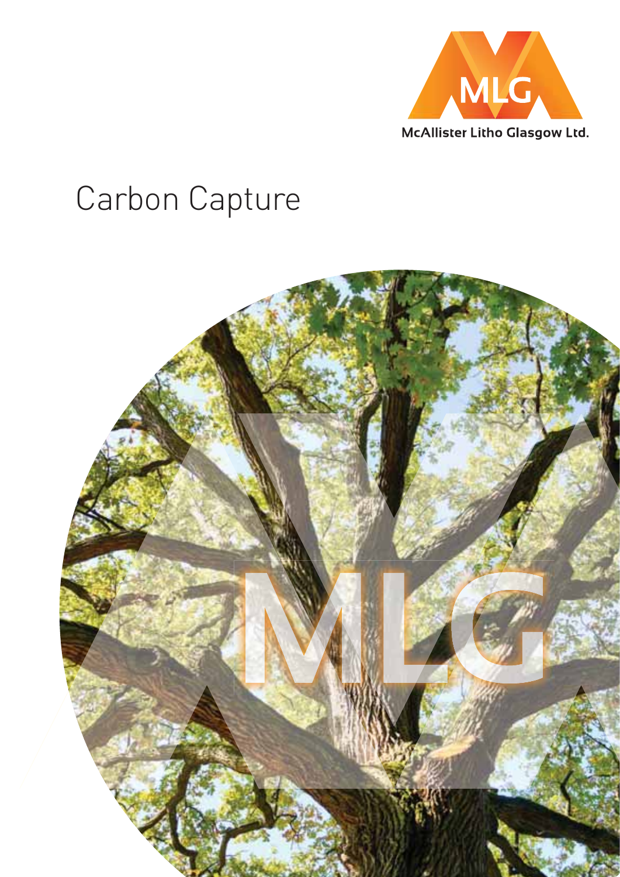MLG

McAllister Litho Glasgow Ltd.

# Carbon Capture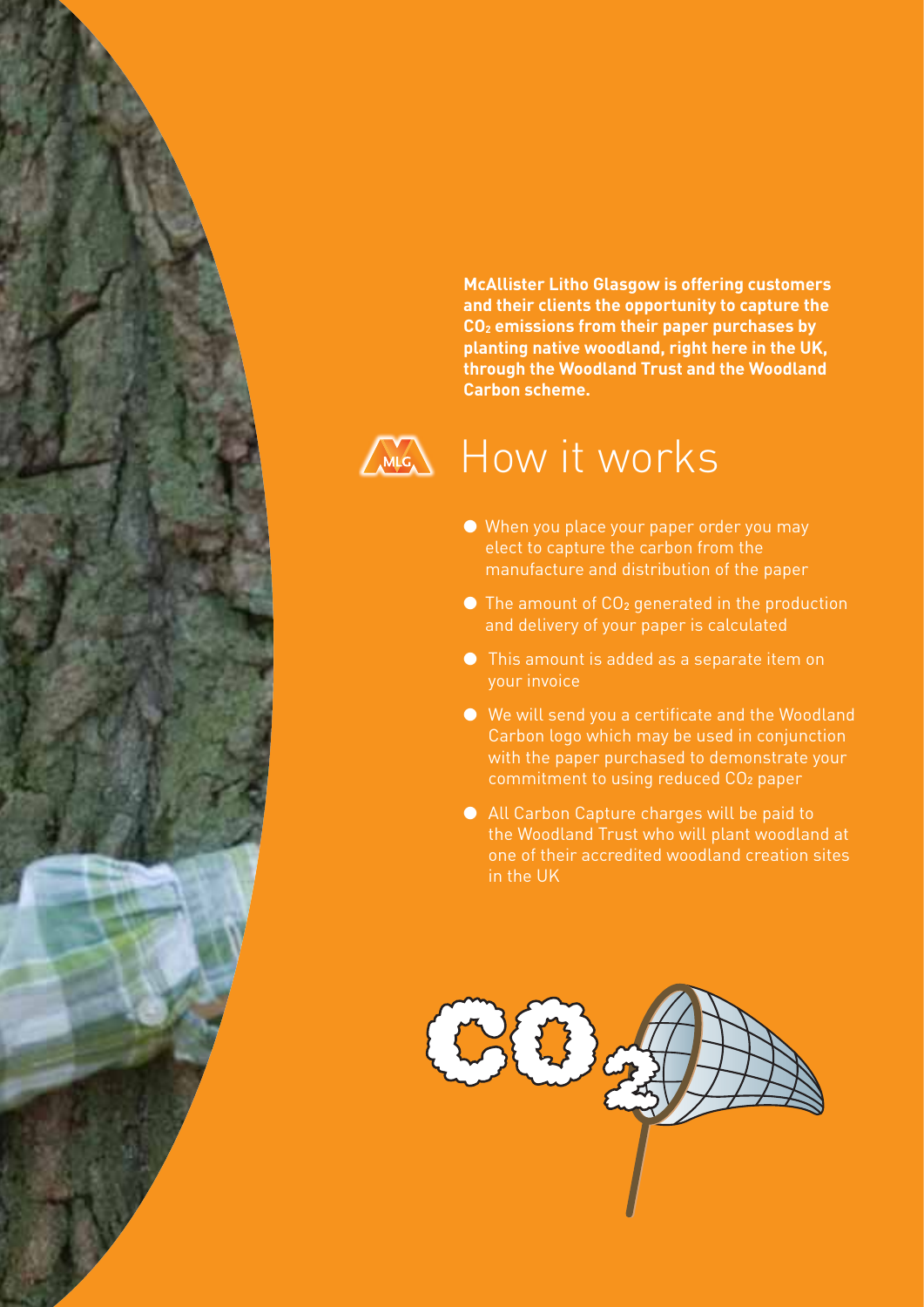**McAllister Litho Glasgow is offering customers and their clients the opportunity to capture the $CO_2$ emissions from their paper purchases by planting native woodland, right here in the UK, through the Woodland Trust and the Woodland Carbon scheme.**

# How it works

- When you place your paper order you may elect to capture the carbon from the manufacture and distribution of the paper
- The amount of $CO_2$ generated in the production and delivery of your paper is calculated
- This amount is added as a separate item on your invoice
- We will send you a certificate and the Woodland Carbon logo which may be used in conjunction with the paper purchased to demonstrate your commitment to using reduced $CO_2$ paper
- All Carbon Capture charges will be paid to the Woodland Trust who will plant woodland at one of their accredited woodland creation sites in the UK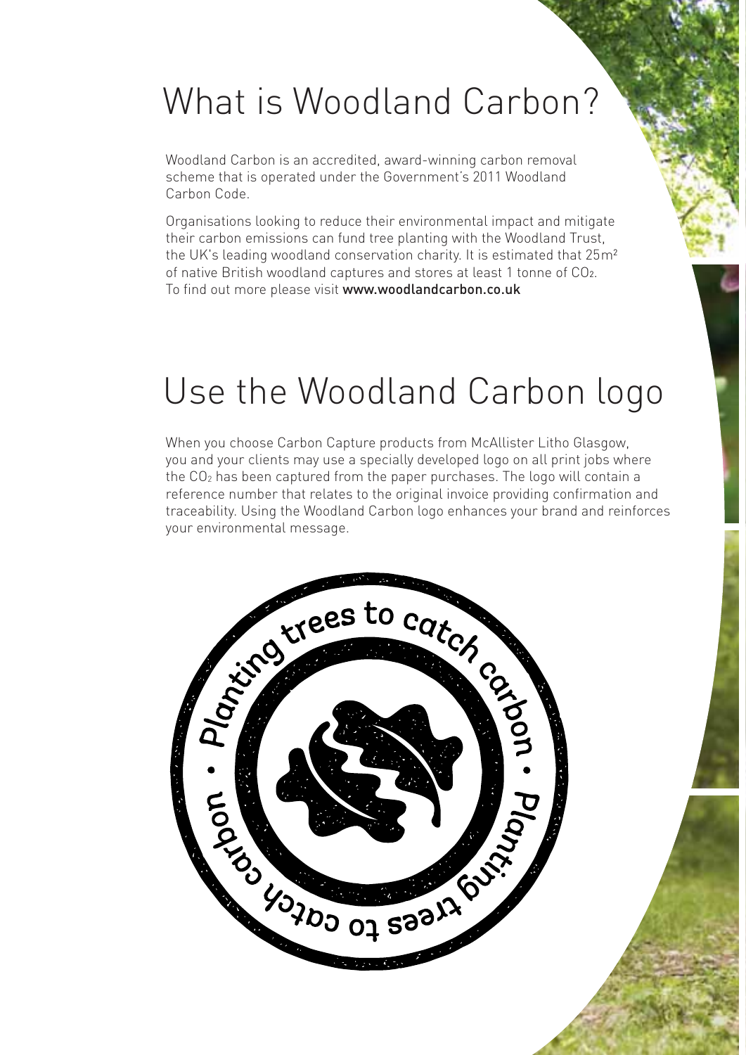# What is Woodland Carbon?

Woodland Carbon is an accredited, award-winning carbon removal scheme that is operated under the Government's 2011 Woodland Carbon Code.

Organisations looking to reduce their environmental impact and mitigate their carbon emissions can fund tree planting with the Woodland Trust, the UK's leading woodland conservation charity. It is estimated that $25m^2$ of native British woodland captures and stores at least 1 tonne of $CO_2$. To find out more please visit **www.woodlandcarbon.co.uk**

# Use the Woodland Carbon logo

When you choose Carbon Capture products from McAllister Litho Glasgow, you and your clients may use a specially developed logo on all print jobs where the $CO_2$ has been captured from the paper purchases. The logo will contain a reference number that relates to the original invoice providing confirmation and traceability. Using the Woodland Carbon logo enhances your brand and reinforces your environmental message.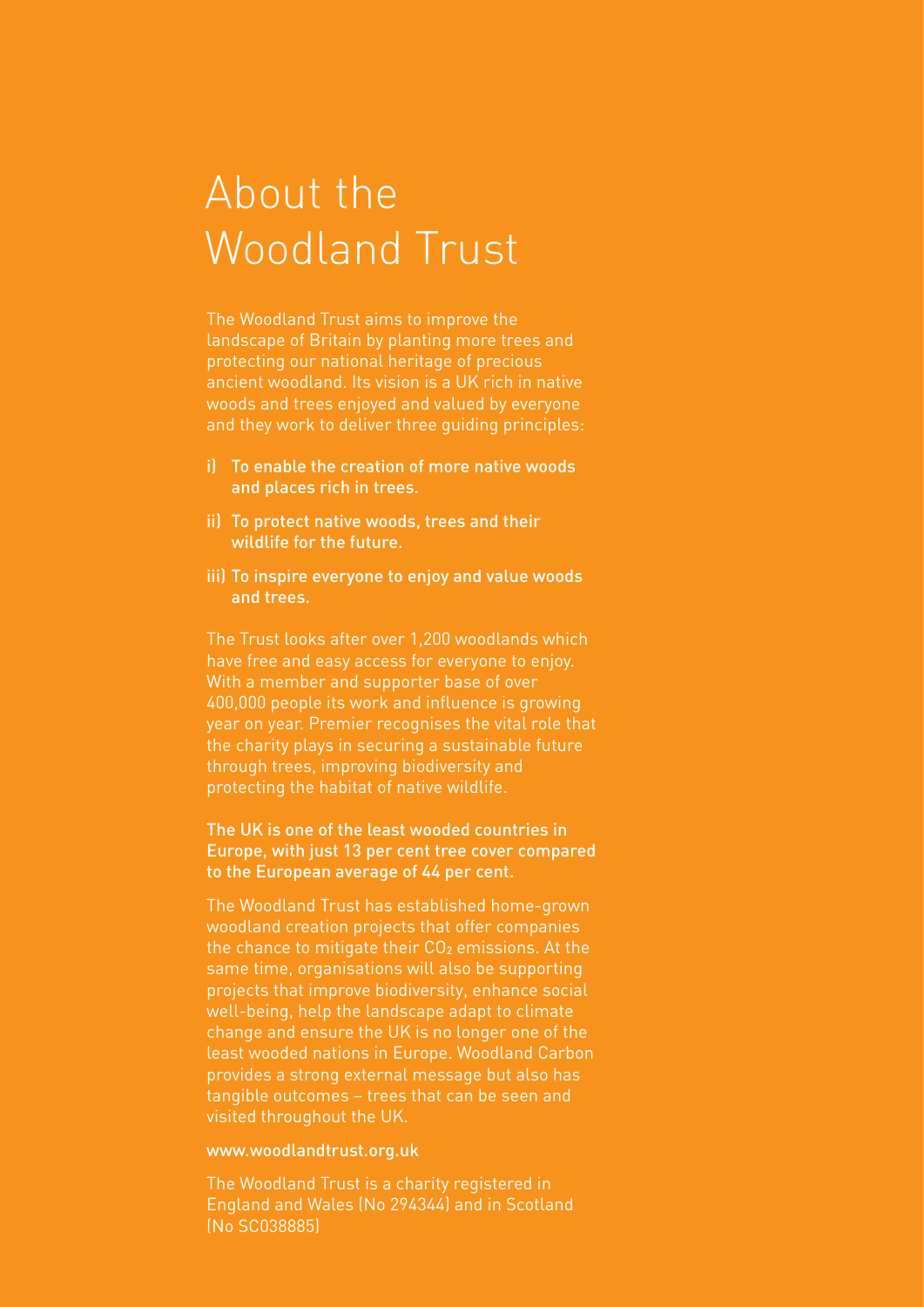# About the Woodland Trust

The Woodland Trust aims to improve the landscape of Britain by planting more trees and protecting our national heritage of precious ancient woodland. Its vision is a UK rich in native woods and trees enjoyed and valued by everyone and they work to deliver three guiding principles:

i) **To enable the creation of more native woods and places rich in trees.**

ii) **To protect native woods, trees and their wildlife for the future.**

iii) **To inspire everyone to enjoy and value woods and trees.**

The Trust looks after over 1,200 woodlands which have free and easy access for everyone to enjoy. With a member and supporter base of over 400,000 people its work and influence is growing year on year. Premier recognises the vital role that the charity plays in securing a sustainable future through trees, improving biodiversity and protecting the habitat of native wildlife.

**The UK is one of the least wooded countries in Europe, with just 13 per cent tree cover compared to the European average of 44 per cent.**

The Woodland Trust has established home-grown woodland creation projects that offer companies the chance to mitigate their $CO_2$ emissions. At the same time, organisations will also be supporting projects that improve biodiversity, enhance social well-being, help the landscape adapt to climate change and ensure the UK is no longer one of the least wooded nations in Europe. Woodland Carbon provides a strong external message but also has tangible outcomes – trees that can be seen and visited throughout the UK.

**www.woodlandtrust.org.uk**

The Woodland Trust is a charity registered in England and Wales (No 294344) and in Scotland (No SC038885)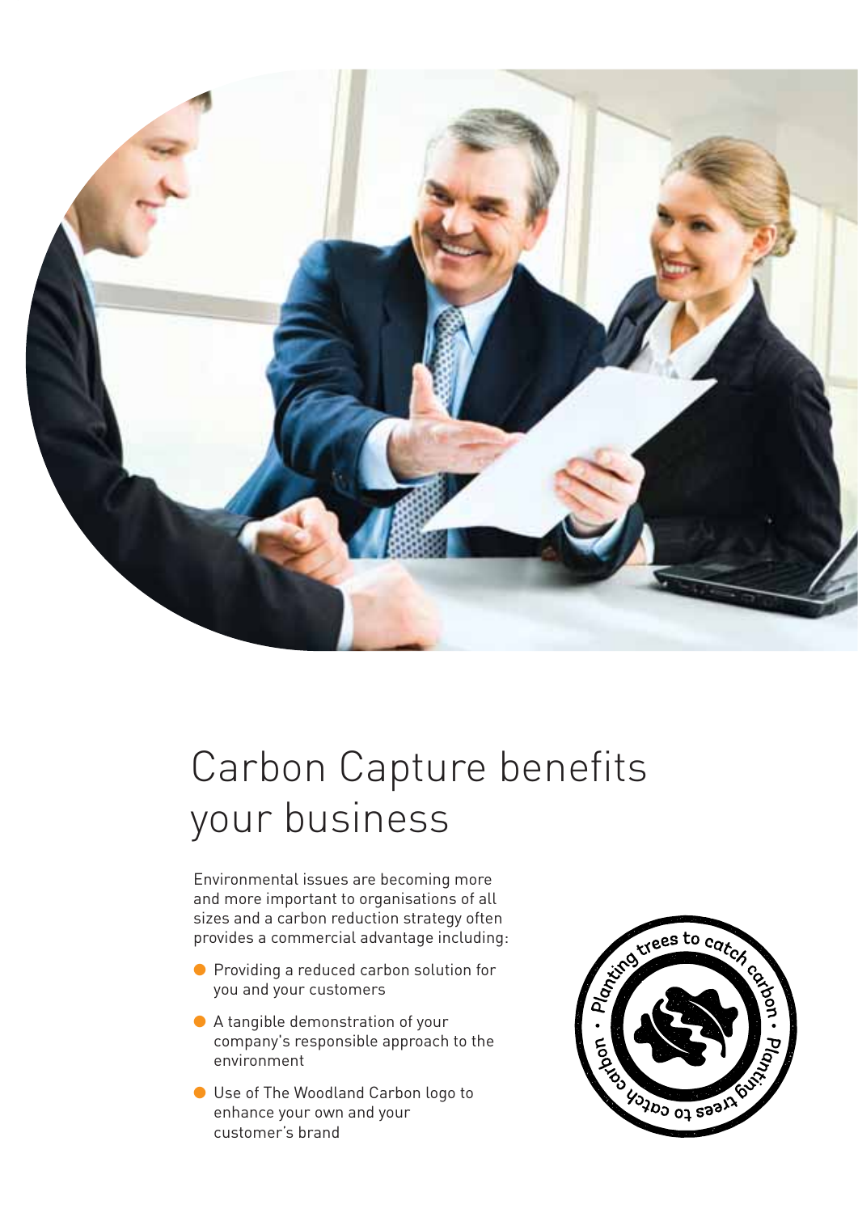# Carbon Capture benefits your business

Environmental issues are becoming more and more important to organisations of all sizes and a carbon reduction strategy often provides a commercial advantage including:

- Providing a reduced carbon solution for you and your customers
- A tangible demonstration of your company's responsible approach to the environment
- Use of The Woodland Carbon logo to enhance your own and your customer's brand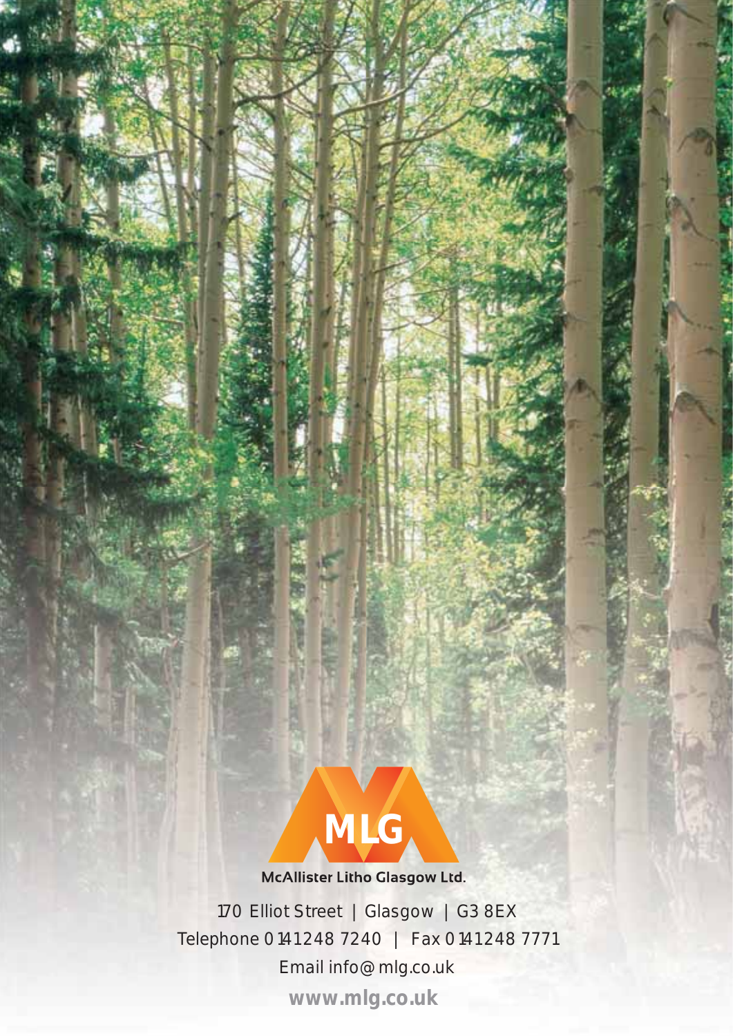MLG

McAllister Litho Glasgow Ltd.

170 Elliot Street | Glasgow | G3 8EX

Telephone 0141248 7240 | Fax 0141248 7771

Email info@mlg.co.uk

**www.mlg.co.uk**